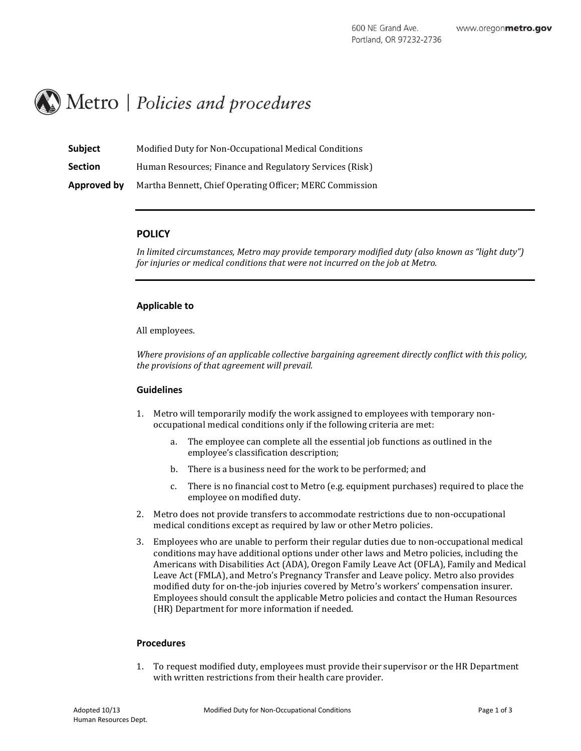600 NE Grand Ave.
Portland, OR 97232-2736
www.oregonmetro.gov

# Metro | *Policies and procedures*

**Subject** Modified Duty for Non-Occupational Medical Conditions

**Section** Human Resources; Finance and Regulatory Services (Risk)

**Approved by** Martha Bennett, Chief Operating Officer; MERC Commission

---

## POLICY

*In limited circumstances, Metro may provide temporary modified duty (also known as "light duty") for injuries or medical conditions that were not incurred on the job at Metro.*

---

### Applicable to

All employees.

*Where provisions of an applicable collective bargaining agreement directly conflict with this policy, the provisions of that agreement will prevail.*

### Guidelines

1. Metro will temporarily modify the work assigned to employees with temporary non-occupational medical conditions only if the following criteria are met:
   a. The employee can complete all the essential job functions as outlined in the employee's classification description;
   b. There is a business need for the work to be performed; and
   c. There is no financial cost to Metro (e.g. equipment purchases) required to place the employee on modified duty.
2. Metro does not provide transfers to accommodate restrictions due to non-occupational medical conditions except as required by law or other Metro policies.
3. Employees who are unable to perform their regular duties due to non-occupational medical conditions may have additional options under other laws and Metro policies, including the Americans with Disabilities Act (ADA), Oregon Family Leave Act (OFLA), Family and Medical Leave Act (FMLA), and Metro's Pregnancy Transfer and Leave policy. Metro also provides modified duty for on-the-job injuries covered by Metro's workers' compensation insurer. Employees should consult the applicable Metro policies and contact the Human Resources (HR) Department for more information if needed.

### Procedures

1. To request modified duty, employees must provide their supervisor or the HR Department with written restrictions from their health care provider.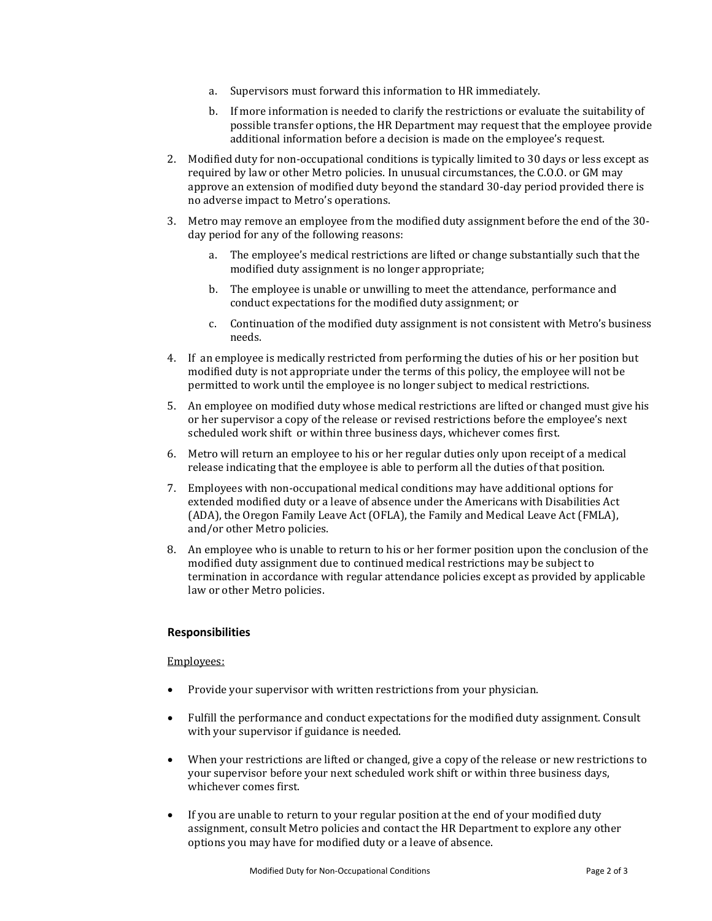a. Supervisors must forward this information to HR immediately.

   b. If more information is needed to clarify the restrictions or evaluate the suitability of possible transfer options, the HR Department may request that the employee provide additional information before a decision is made on the employee's request.

2. Modified duty for non-occupational conditions is typically limited to 30 days or less except as required by law or other Metro policies. In unusual circumstances, the C.O.O. or GM may approve an extension of modified duty beyond the standard 30-day period provided there is no adverse impact to Metro's operations.

3. Metro may remove an employee from the modified duty assignment before the end of the 30-day period for any of the following reasons:

   a. The employee's medical restrictions are lifted or change substantially such that the modified duty assignment is no longer appropriate;

   b. The employee is unable or unwilling to meet the attendance, performance and conduct expectations for the modified duty assignment; or

   c. Continuation of the modified duty assignment is not consistent with Metro's business needs.

4. If an employee is medically restricted from performing the duties of his or her position but modified duty is not appropriate under the terms of this policy, the employee will not be permitted to work until the employee is no longer subject to medical restrictions.

5. An employee on modified duty whose medical restrictions are lifted or changed must give his or her supervisor a copy of the release or revised restrictions before the employee's next scheduled work shift or within three business days, whichever comes first.

6. Metro will return an employee to his or her regular duties only upon receipt of a medical release indicating that the employee is able to perform all the duties of that position.

7. Employees with non-occupational medical conditions may have additional options for extended modified duty or a leave of absence under the Americans with Disabilities Act (ADA), the Oregon Family Leave Act (OFLA), the Family and Medical Leave Act (FMLA), and/or other Metro policies.

8. An employee who is unable to return to his or her former position upon the conclusion of the modified duty assignment due to continued medical restrictions may be subject to termination in accordance with regular attendance policies except as provided by applicable law or other Metro policies.

## Responsibilities

<u>Employees:</u>

- Provide your supervisor with written restrictions from your physician.

- Fulfill the performance and conduct expectations for the modified duty assignment. Consult with your supervisor if guidance is needed.

- When your restrictions are lifted or changed, give a copy of the release or new restrictions to your supervisor before your next scheduled work shift or within three business days, whichever comes first.

- If you are unable to return to your regular position at the end of your modified duty assignment, consult Metro policies and contact the HR Department to explore any other options you may have for modified duty or a leave of absence.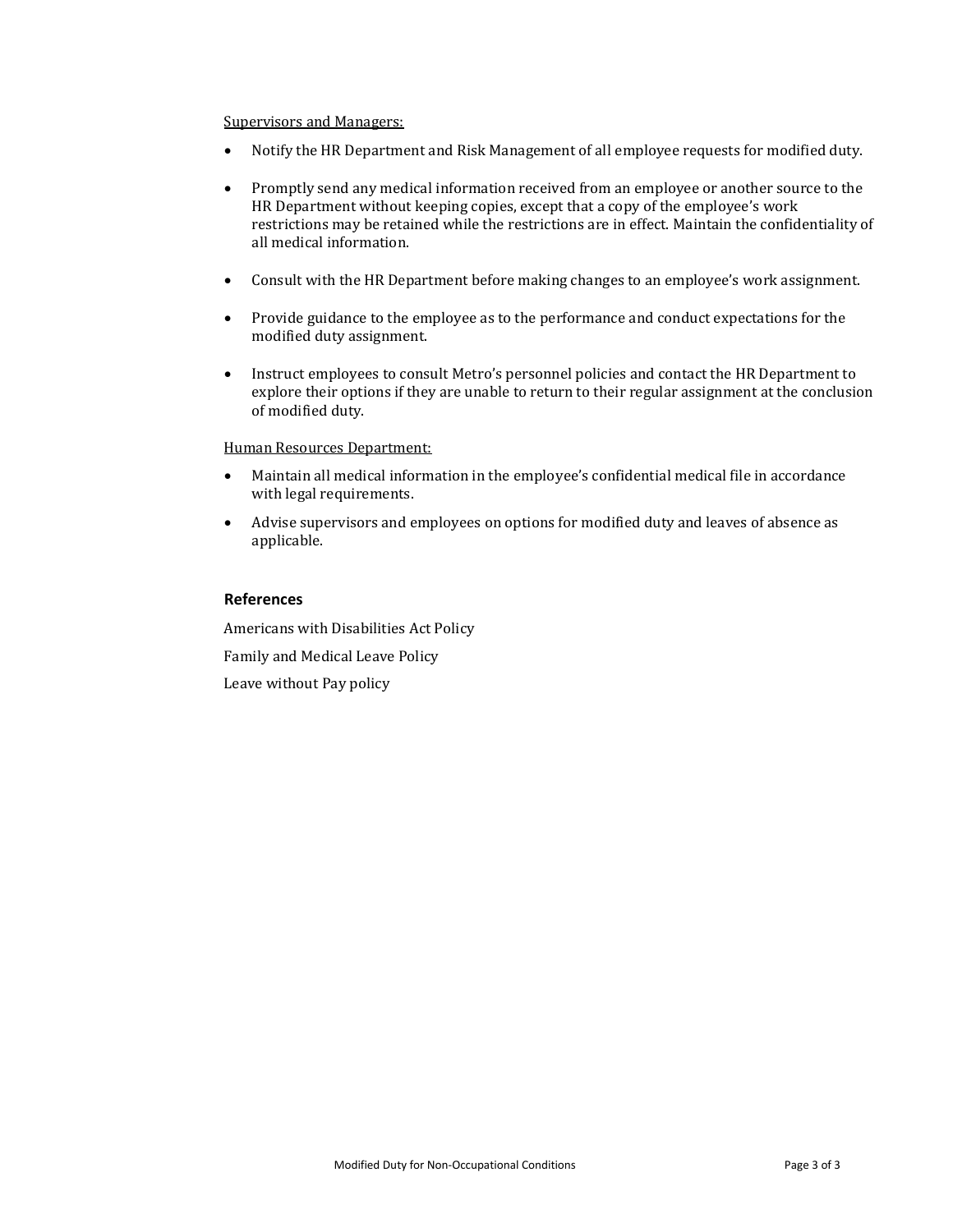<u>Supervisors and Managers:</u>

- Notify the HR Department and Risk Management of all employee requests for modified duty.
- Promptly send any medical information received from an employee or another source to the HR Department without keeping copies, except that a copy of the employee's work restrictions may be retained while the restrictions are in effect. Maintain the confidentiality of all medical information.
- Consult with the HR Department before making changes to an employee's work assignment.
- Provide guidance to the employee as to the performance and conduct expectations for the modified duty assignment.
- Instruct employees to consult Metro's personnel policies and contact the HR Department to explore their options if they are unable to return to their regular assignment at the conclusion of modified duty.

<u>Human Resources Department:</u>

- Maintain all medical information in the employee's confidential medical file in accordance with legal requirements.
- Advise supervisors and employees on options for modified duty and leaves of absence as applicable.

## References

Americans with Disabilities Act Policy

Family and Medical Leave Policy

Leave without Pay policy